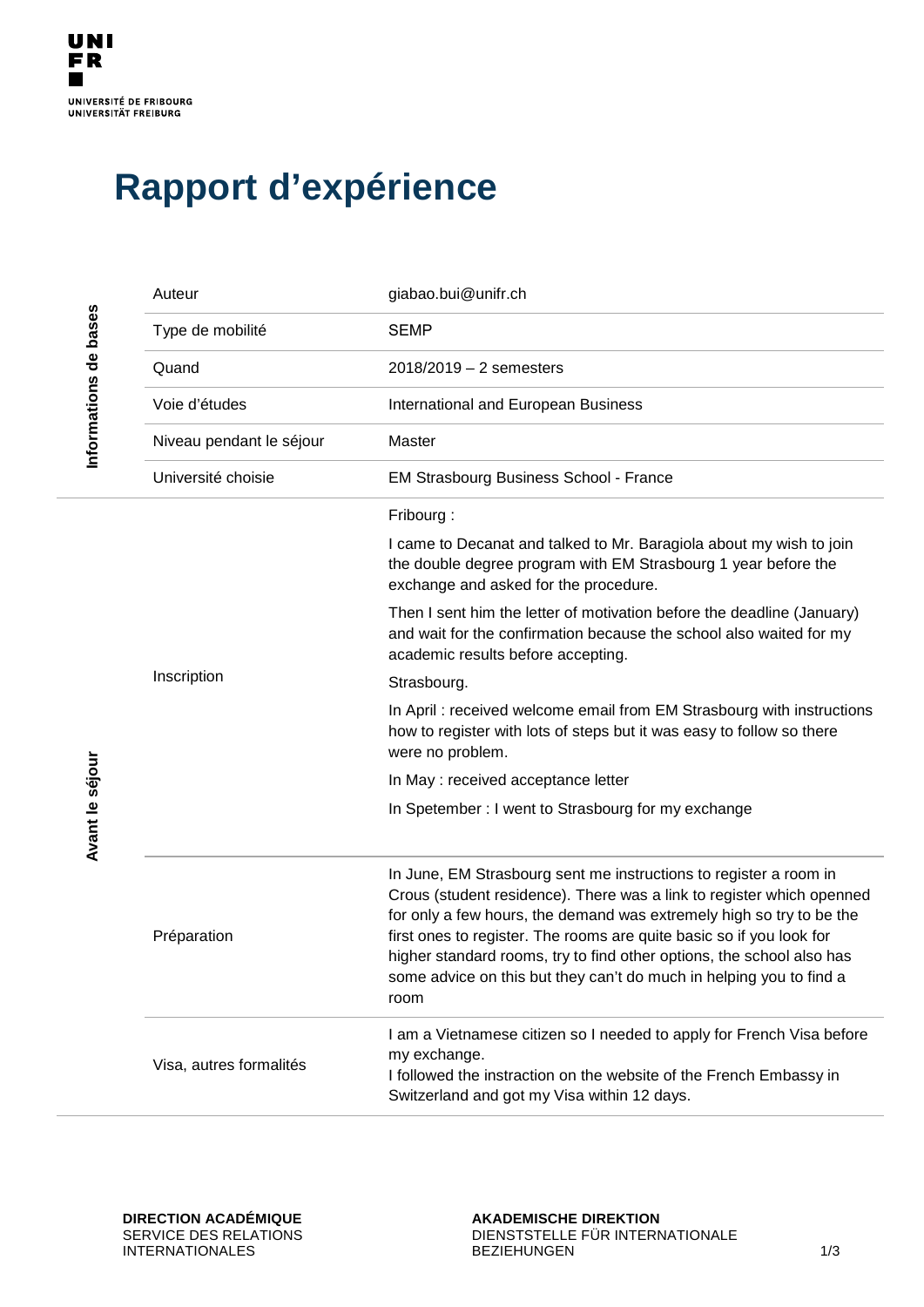UNI
FR

UNIVERSITÉ DE FRIBOURG
UNIVERSITÄT FREIBURG

# Rapport d'expérience

**Informations de bases**

| | |
|---|---|
| Auteur | giabao.bui@unifr.ch |
| Type de mobilité | SEMP |
| Quand | 2018/2019 – 2 semesters |
| Voie d'études | International and European Business |
| Niveau pendant le séjour | Master |
| Université choisie | EM Strasbourg Business School - France |

**Avant le séjour**

| | |
|---|---|
| Inscription | Fribourg :<br><br>I came to Decanat and talked to Mr. Baragiola about my wish to join the double degree program with EM Strasbourg 1 year before the exchange and asked for the procedure.<br><br>Then I sent him the letter of motivation before the deadline (January) and wait for the confirmation because the school also waited for my academic results before accepting.<br><br>Strasbourg.<br><br>In April : received welcome email from EM Strasbourg with instructions how to register with lots of steps but it was easy to follow so there were no problem.<br><br>In May : received acceptance letter<br><br>In Spetember : I went to Strasbourg for my exchange |
| Préparation | In June, EM Strasbourg sent me instructions to register a room in Crous (student residence). There was a link to register which openned for only a few hours, the demand was extremely high so try to be the first ones to register. The rooms are quite basic so if you look for higher standard rooms, try to find other options, the school also has some advice on this but they can't do much in helping you to find a room |
| Visa, autres formalités | I am a Vietnamese citizen so I needed to apply for French Visa before my exchange.<br>I followed the instraction on the website of the French Embassy in Switzerland and got my Visa within 12 days. |

**DIRECTION ACADÉMIQUE**
SERVICE DES RELATIONS INTERNATIONALES

**AKADEMISCHE DIREKTION**
DIENSTSTELLE FÜR INTERNATIONALE BEZIEHUNGEN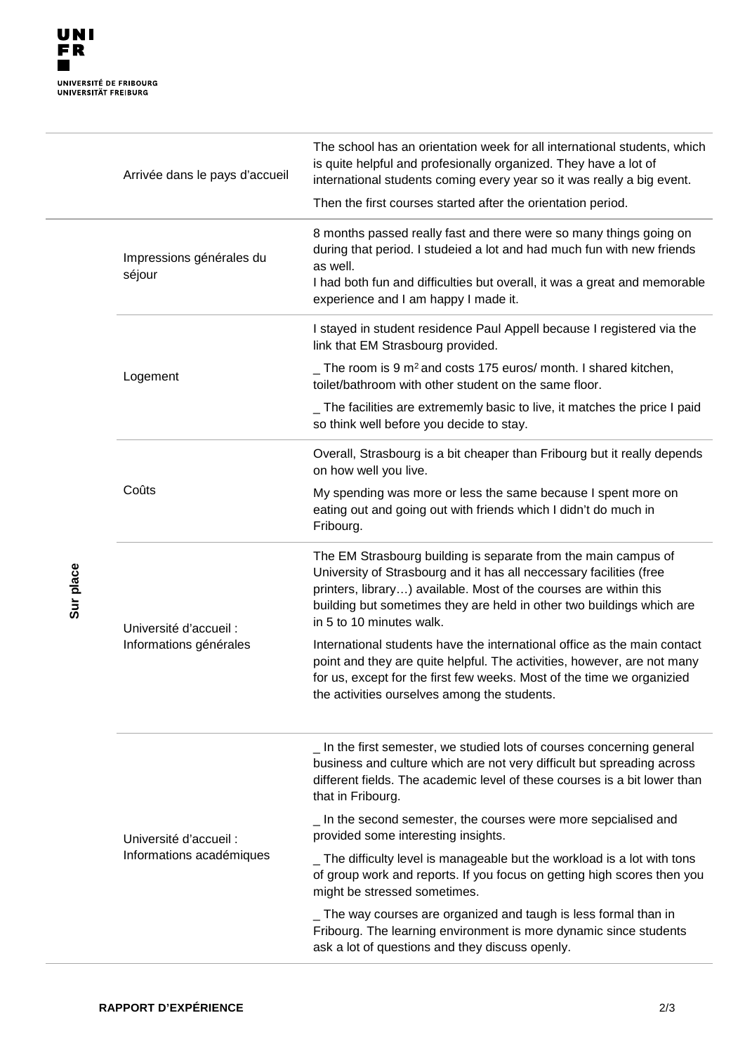| | | |
|---|---|---|
| | Arrivée dans le pays d'accueil | The school has an orientation week for all international students, which is quite helpful and profesionally organized. They have a lot of international students coming every year so it was really a big event.<br><br>Then the first courses started after the orientation period. |
| Sur place | Impressions générales du séjour | 8 months passed really fast and there were so many things going on during that period. I studeied a lot and had much fun with new friends as well.<br>I had both fun and difficulties but overall, it was a great and memorable experience and I am happy I made it. |
| | Logement | I stayed in student residence Paul Appell because I registered via the link that EM Strasbourg provided.<br><br>_ The room is 9 $m^2$ and costs 175 euros/ month. I shared kitchen, toilet/bathroom with other student on the same floor.<br><br>_ The facilities are extrememly basic to live, it matches the price I paid so think well before you decide to stay. |
| | Coûts | Overall, Strasbourg is a bit cheaper than Fribourg but it really depends on how well you live.<br><br>My spending was more or less the same because I spent more on eating out and going out with friends which I didn't do much in Fribourg. |
| | Université d'accueil : Informations générales | The EM Strasbourg building is separate from the main campus of University of Strasbourg and it has all neccessary facilities (free printers, library…) available. Most of the courses are within this building but sometimes they are held in other two buildings which are in 5 to 10 minutes walk.<br><br>International students have the international office as the main contact point and they are quite helpful. The activities, however, are not many for us, except for the first few weeks. Most of the time we organizied the activities ourselves among the students. |
| | Université d'accueil : Informations académiques | _ In the first semester, we studied lots of courses concerning general business and culture which are not very difficult but spreading across different fields. The academic level of these courses is a bit lower than that in Fribourg.<br><br>_ In the second semester, the courses were more sepcialised and provided some interesting insights.<br><br>_ The difficulty level is manageable but the workload is a lot with tons of group work and reports. If you focus on getting high scores then you might be stressed sometimes.<br><br>_ The way courses are organized and taugh is less formal than in Fribourg. The learning environment is more dynamic since students ask a lot of questions and they discuss openly. |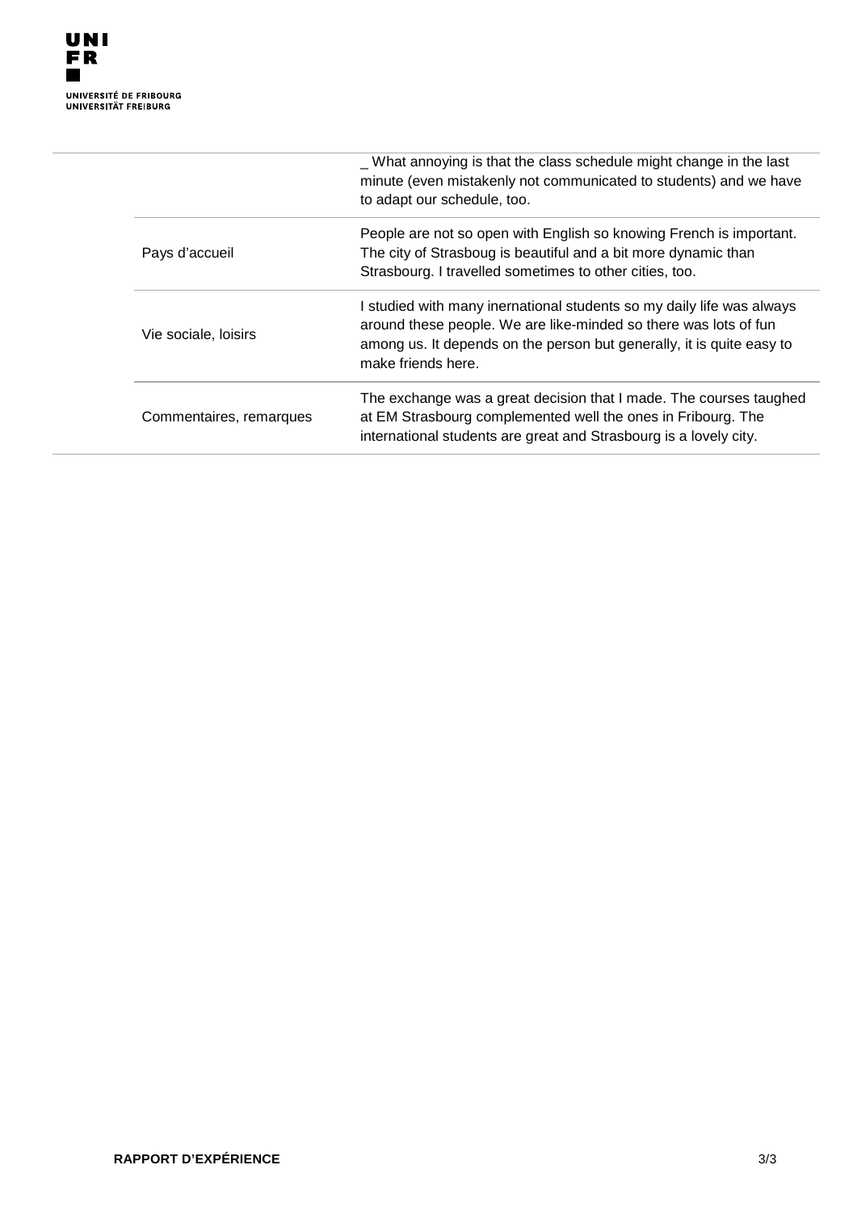| | |
|---|---|
| | _ What annoying is that the class schedule might change in the last minute (even mistakenly not communicated to students) and we have to adapt our schedule, too. |
| Pays d’accueil | People are not so open with English so knowing French is important. The city of Strasboug is beautiful and a bit more dynamic than Strasbourg. I travelled sometimes to other cities, too. |
| Vie sociale, loisirs | I studied with many inernational students so my daily life was always around these people. We are like-minded so there was lots of fun among us. It depends on the person but generally, it is quite easy to make friends here. |
| Commentaires, remarques | The exchange was a great decision that I made. The courses taughed at EM Strasbourg complemented well the ones in Fribourg. The international students are great and Strasbourg is a lovely city. |